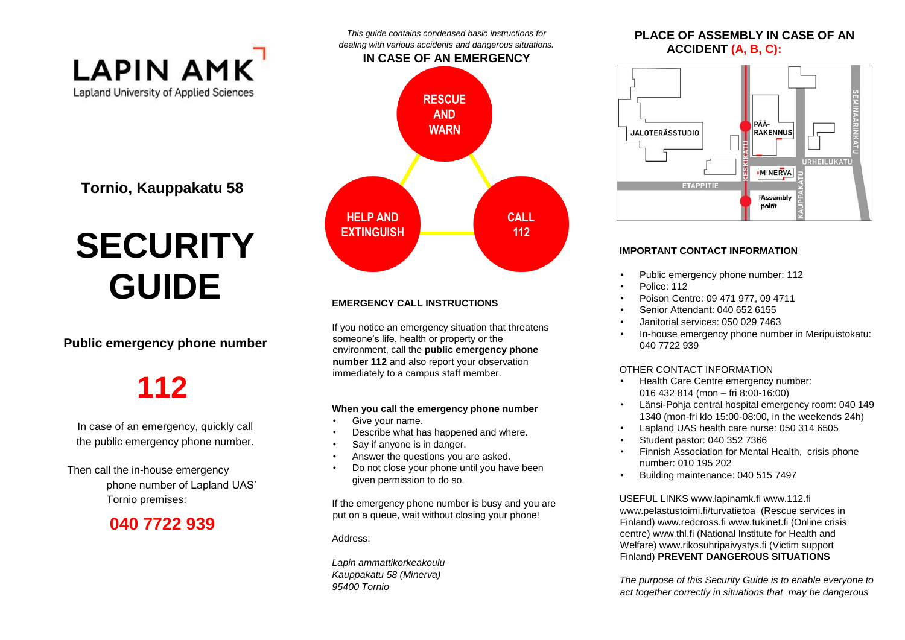LAPIN AMK

Lapland University of Applied Sciences

**Tornio, Kauppakatu 58**

# SECURITY GUIDE

**Public emergency phone number**

## 112

In case of an emergency, quickly call the public emergency phone number.

Then call the in-house emergency phone number of Lapland UAS' Tornio premises:

**040 7722 939**

*This guide contains condensed basic instructions for dealing with various accidents and dangerous situations.*

**IN CASE OF AN EMERGENCY**

RESCUE AND WARN

HELP AND EXTINGUISH

CALL 112

### EMERGENCY CALL INSTRUCTIONS

If you notice an emergency situation that threatens someone's life, health or property or the environment, call the **public emergency phone number 112** and also report your observation immediately to a campus staff member.

**When you call the emergency phone number**

- Give your name.
- Describe what has happened and where.
- Say if anyone is in danger.
- Answer the questions you are asked.
- Do not close your phone until you have been given permission to do so.

If the emergency phone number is busy and you are put on a queue, wait without closing your phone!

Address:

*Lapin ammattikorkeakoulu*
*Kauppakatu 58 (Minerva)*
*95400 Tornio*

### PLACE OF ASSEMBLY IN CASE OF AN ACCIDENT (A, B, C):

JALOTERÄSSTUDIO, PÄÄ-RAKENNUS, MINERVA, SEMINAARINKATU, URHEILUKATU, KESKIKATU, KAUPPAKATU, ETAPPITIE, Assembly point

### IMPORTANT CONTACT INFORMATION

- Public emergency phone number: 112
- Police: 112
- Poison Centre: 09 471 977, 09 4711
- Senior Attendant: 040 652 6155
- Janitorial services: 050 029 7463
- In-house emergency phone number in Meripuistokatu: 040 7722 939

OTHER CONTACT INFORMATION

- Health Care Centre emergency number: 016 432 814 (mon – fri 8:00-16:00)
- Länsi-Pohja central hospital emergency room: 040 149 1340 (mon-fri klo 15:00-08:00, in the weekends 24h)
- Lapland UAS health care nurse: 050 314 6505
- Student pastor: 040 352 7366
- Finnish Association for Mental Health, crisis phone number: 010 195 202
- Building maintenance: 040 515 7497

USEFUL LINKS www.lapinamk.fi www.112.fi www.pelastustoimi.fi/turvatietoa (Rescue services in Finland) www.redcross.fi www.tukinet.fi (Online crisis centre) www.thl.fi (National Institute for Health and Welfare) www.rikosuhripaivystys.fi (Victim support Finland) **PREVENT DANGEROUS SITUATIONS**

*The purpose of this Security Guide is to enable everyone to act together correctly in situations that may be dangerous*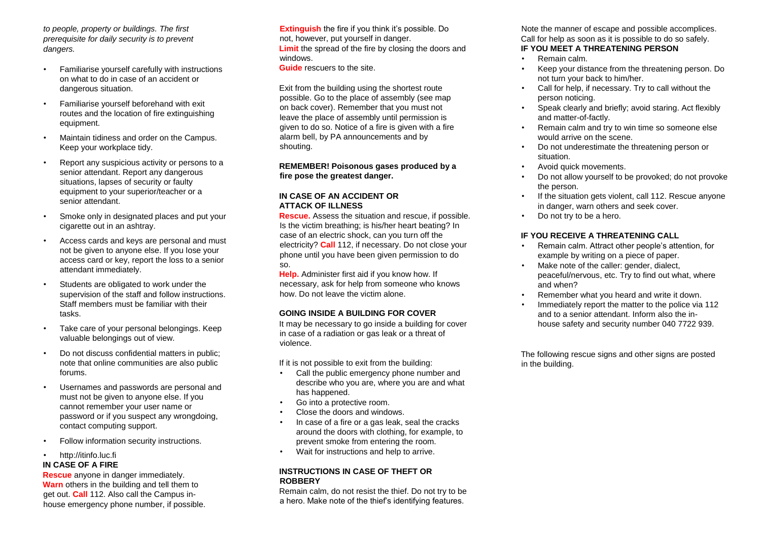*to people, property or buildings. The first prerequisite for daily security is to prevent dangers.*

- Familiarise yourself carefully with instructions on what to do in case of an accident or dangerous situation.
- Familiarise yourself beforehand with exit routes and the location of fire extinguishing equipment.
- Maintain tidiness and order on the Campus. Keep your workplace tidy.
- Report any suspicious activity or persons to a senior attendant. Report any dangerous situations, lapses of security or faulty equipment to your superior/teacher or a senior attendant.
- Smoke only in designated places and put your cigarette out in an ashtray.
- Access cards and keys are personal and must not be given to anyone else. If you lose your access card or key, report the loss to a senior attendant immediately.
- Students are obligated to work under the supervision of the staff and follow instructions. Staff members must be familiar with their tasks.
- Take care of your personal belongings. Keep valuable belongings out of view.
- Do not discuss confidential matters in public; note that online communities are also public forums.
- Usernames and passwords are personal and must not be given to anyone else. If you cannot remember your user name or password or if you suspect any wrongdoing, contact computing support.
- Follow information security instructions.
- http://itinfo.luc.fi

## IN CASE OF A FIRE

**Rescue** anyone in danger immediately.
**Warn** others in the building and tell them to get out. **Call** 112. Also call the Campus in-house emergency phone number, if possible.
**Extinguish** the fire if you think it's possible. Do not, however, put yourself in danger.
**Limit** the spread of the fire by closing the doors and windows.
**Guide** rescuers to the site.

Exit from the building using the shortest route possible. Go to the place of assembly (see map on back cover). Remember that you must not leave the place of assembly until permission is given to do so. Notice of a fire is given with a fire alarm bell, by PA announcements and by shouting.

**REMEMBER! Poisonous gases produced by a fire pose the greatest danger.**

## IN CASE OF AN ACCIDENT OR ATTACK OF ILLNESS

**Rescue.** Assess the situation and rescue, if possible. Is the victim breathing; is his/her heart beating? In case of an electric shock, can you turn off the electricity? **Call** 112, if necessary. Do not close your phone until you have been given permission to do so.

**Help.** Administer first aid if you know how. If necessary, ask for help from someone who knows how. Do not leave the victim alone.

## GOING INSIDE A BUILDING FOR COVER

It may be necessary to go inside a building for cover in case of a radiation or gas leak or a threat of violence.

If it is not possible to exit from the building:

- Call the public emergency phone number and describe who you are, where you are and what has happened.
- Go into a protective room.
- Close the doors and windows.
- In case of a fire or a gas leak, seal the cracks around the doors with clothing, for example, to prevent smoke from entering the room.
- Wait for instructions and help to arrive.

## INSTRUCTIONS IN CASE OF THEFT OR ROBBERY

Remain calm, do not resist the thief. Do not try to be a hero. Make note of the thief's identifying features. Note the manner of escape and possible accomplices. Call for help as soon as it is possible to do so safely.

## IF YOU MEET A THREATENING PERSON

- Remain calm.
- Keep your distance from the threatening person. Do not turn your back to him/her.
- Call for help, if necessary. Try to call without the person noticing.
- Speak clearly and briefly; avoid staring. Act flexibly and matter-of-factly.
- Remain calm and try to win time so someone else would arrive on the scene.
- Do not underestimate the threatening person or situation.
- Avoid quick movements.
- Do not allow yourself to be provoked; do not provoke the person.
- If the situation gets violent, call 112. Rescue anyone in danger, warn others and seek cover.
- Do not try to be a hero.

## IF YOU RECEIVE A THREATENING CALL

- Remain calm. Attract other people's attention, for example by writing on a piece of paper.
- Make note of the caller: gender, dialect, peaceful/nervous, etc. Try to find out what, where and when?
- Remember what you heard and write it down.
- Immediately report the matter to the police via 112 and to a senior attendant. Inform also the in-house safety and security number 040 7722 939.

The following rescue signs and other signs are posted in the building.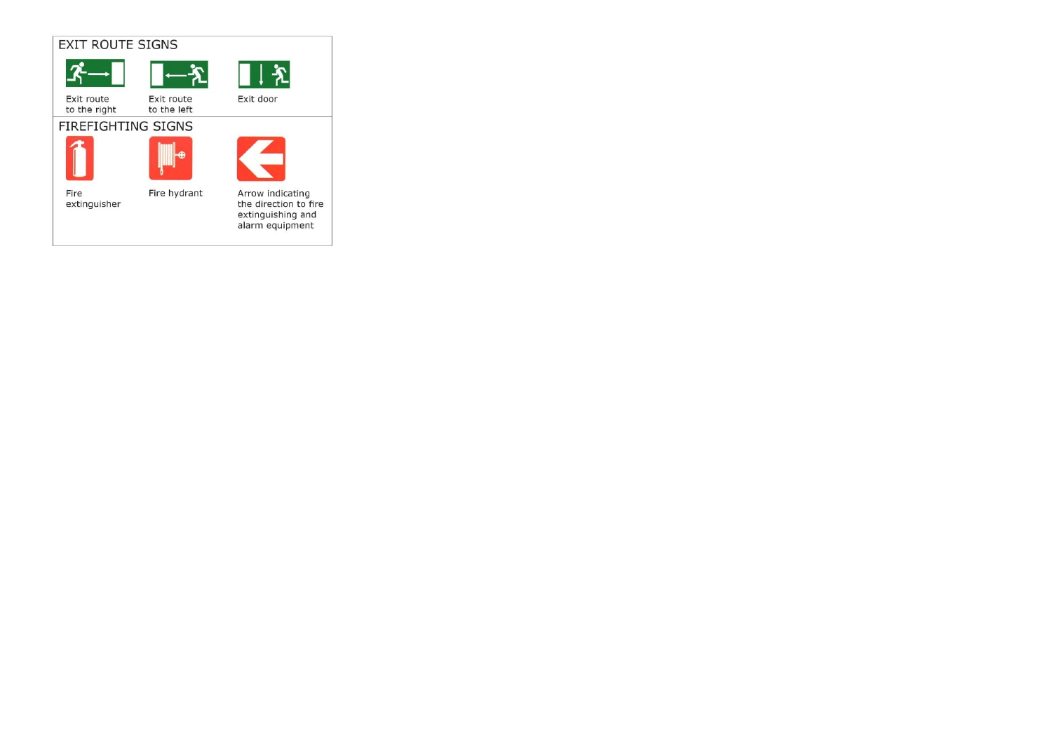## EXIT ROUTE SIGNS

Exit route to the right

Exit route to the left

Exit door

## FIREFIGHTING SIGNS

Fire extinguisher

Fire hydrant

Arrow indicating the direction to fire extinguishing and alarm equipment